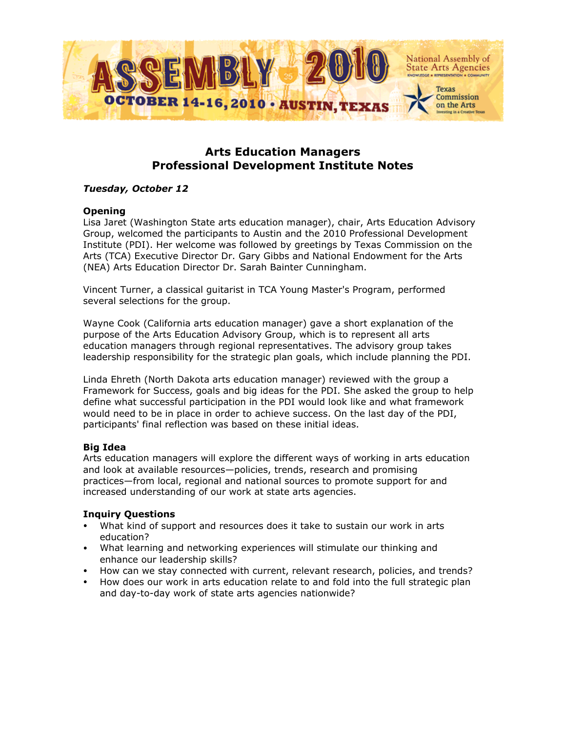# Arts Education Managers
# Professional Development Institute Notes

***Tuesday, October 12***

**Opening**
Lisa Jaret (Washington State arts education manager), chair, Arts Education Advisory Group, welcomed the participants to Austin and the 2010 Professional Development Institute (PDI). Her welcome was followed by greetings by Texas Commission on the Arts (TCA) Executive Director Dr. Gary Gibbs and National Endowment for the Arts (NEA) Arts Education Director Dr. Sarah Bainter Cunningham.

Vincent Turner, a classical guitarist in TCA Young Master's Program, performed several selections for the group.

Wayne Cook (California arts education manager) gave a short explanation of the purpose of the Arts Education Advisory Group, which is to represent all arts education managers through regional representatives. The advisory group takes leadership responsibility for the strategic plan goals, which include planning the PDI.

Linda Ehreth (North Dakota arts education manager) reviewed with the group a Framework for Success, goals and big ideas for the PDI. She asked the group to help define what successful participation in the PDI would look like and what framework would need to be in place in order to achieve success. On the last day of the PDI, participants' final reflection was based on these initial ideas.

**Big Idea**
Arts education managers will explore the different ways of working in arts education and look at available resources—policies, trends, research and promising practices—from local, regional and national sources to promote support for and increased understanding of our work at state arts agencies.

**Inquiry Questions**
- What kind of support and resources does it take to sustain our work in arts education?
- What learning and networking experiences will stimulate our thinking and enhance our leadership skills?
- How can we stay connected with current, relevant research, policies, and trends?
- How does our work in arts education relate to and fold into the full strategic plan and day-to-day work of state arts agencies nationwide?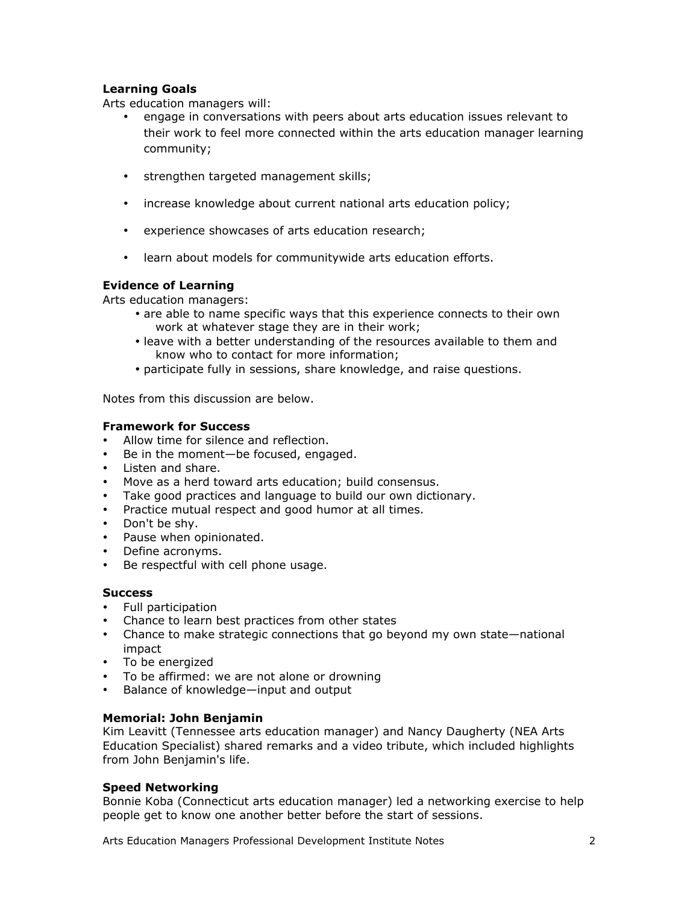### Learning Goals

Arts education managers will:

- engage in conversations with peers about arts education issues relevant to their work to feel more connected within the arts education manager learning community;
- strengthen targeted management skills;
- increase knowledge about current national arts education policy;
- experience showcases of arts education research;
- learn about models for communitywide arts education efforts.

### Evidence of Learning

Arts education managers:

- are able to name specific ways that this experience connects to their own work at whatever stage they are in their work;
- leave with a better understanding of the resources available to them and know who to contact for more information;
- participate fully in sessions, share knowledge, and raise questions.

Notes from this discussion are below.

### Framework for Success

- Allow time for silence and reflection.
- Be in the moment—be focused, engaged.
- Listen and share.
- Move as a herd toward arts education; build consensus.
- Take good practices and language to build our own dictionary.
- Practice mutual respect and good humor at all times.
- Don't be shy.
- Pause when opinionated.
- Define acronyms.
- Be respectful with cell phone usage.

### Success

- Full participation
- Chance to learn best practices from other states
- Chance to make strategic connections that go beyond my own state—national impact
- To be energized
- To be affirmed: we are not alone or drowning
- Balance of knowledge—input and output

### Memorial: John Benjamin

Kim Leavitt (Tennessee arts education manager) and Nancy Daugherty (NEA Arts Education Specialist) shared remarks and a video tribute, which included highlights from John Benjamin's life.

### Speed Networking

Bonnie Koba (Connecticut arts education manager) led a networking exercise to help people get to know one another better before the start of sessions.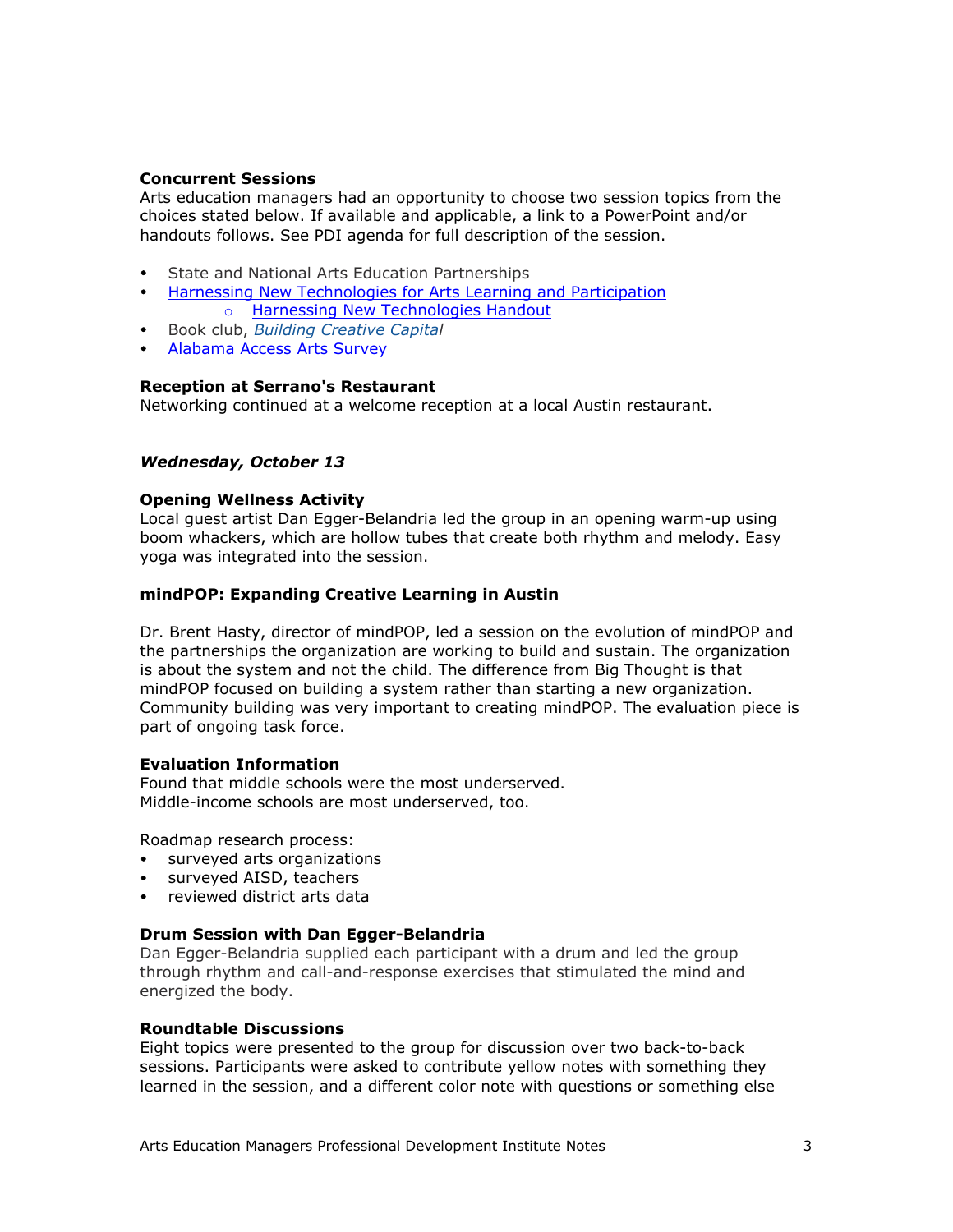**Concurrent Sessions**
Arts education managers had an opportunity to choose two session topics from the choices stated below. If available and applicable, a link to a PowerPoint and/or handouts follows. See PDI agenda for full description of the session.

- State and National Arts Education Partnerships
- Harnessing New Technologies for Arts Learning and Participation
  - Harnessing New Technologies Handout
- Book club, *Building Creative Capital*
- Alabama Access Arts Survey

**Reception at Serrano's Restaurant**
Networking continued at a welcome reception at a local Austin restaurant.

***Wednesday, October 13***

**Opening Wellness Activity**
Local guest artist Dan Egger-Belandria led the group in an opening warm-up using boom whackers, which are hollow tubes that create both rhythm and melody. Easy yoga was integrated into the session.

**mindPOP: Expanding Creative Learning in Austin**

Dr. Brent Hasty, director of mindPOP, led a session on the evolution of mindPOP and the partnerships the organization are working to build and sustain. The organization is about the system and not the child. The difference from Big Thought is that mindPOP focused on building a system rather than starting a new organization. Community building was very important to creating mindPOP. The evaluation piece is part of ongoing task force.

**Evaluation Information**
Found that middle schools were the most underserved.
Middle-income schools are most underserved, too.

Roadmap research process:
- surveyed arts organizations
- surveyed AISD, teachers
- reviewed district arts data

**Drum Session with Dan Egger-Belandria**
Dan Egger-Belandria supplied each participant with a drum and led the group through rhythm and call-and-response exercises that stimulated the mind and energized the body.

**Roundtable Discussions**
Eight topics were presented to the group for discussion over two back-to-back sessions. Participants were asked to contribute yellow notes with something they learned in the session, and a different color note with questions or something else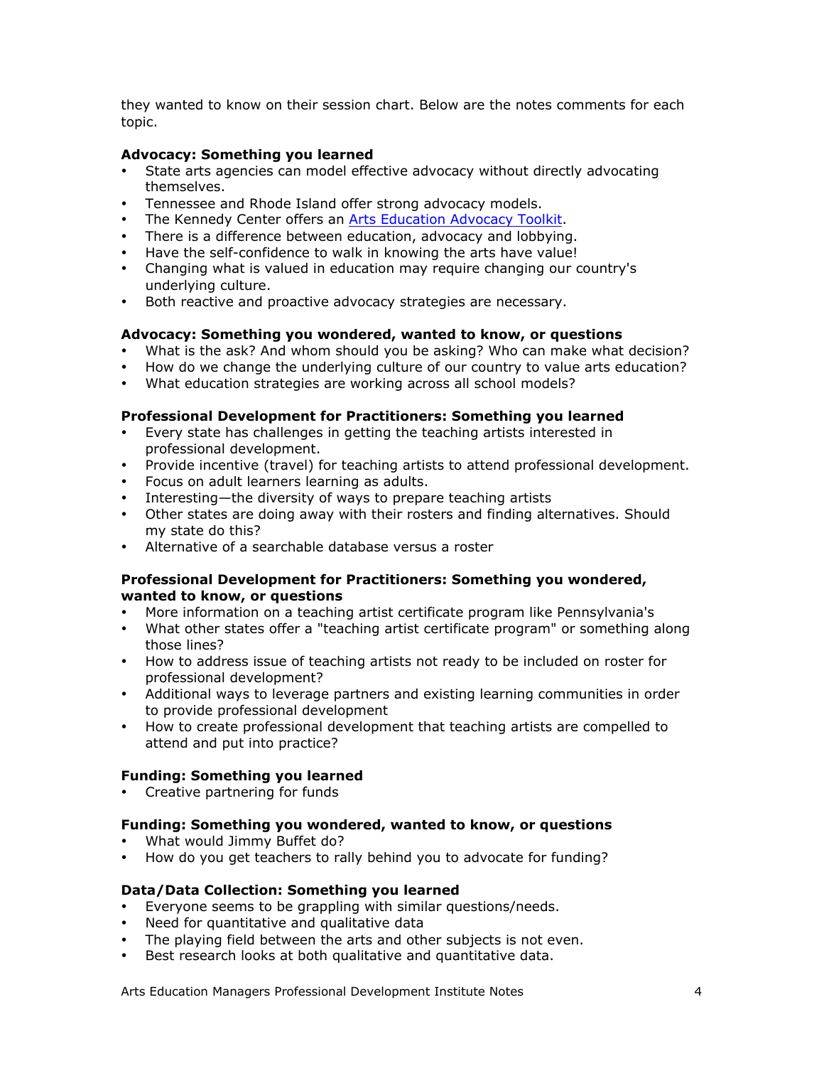they wanted to know on their session chart. Below are the notes comments for each topic.

**Advocacy: Something you learned**

- State arts agencies can model effective advocacy without directly advocating themselves.
- Tennessee and Rhode Island offer strong advocacy models.
- The Kennedy Center offers an Arts Education Advocacy Toolkit.
- There is a difference between education, advocacy and lobbying.
- Have the self-confidence to walk in knowing the arts have value!
- Changing what is valued in education may require changing our country's underlying culture.
- Both reactive and proactive advocacy strategies are necessary.

**Advocacy: Something you wondered, wanted to know, or questions**

- What is the ask? And whom should you be asking? Who can make what decision?
- How do we change the underlying culture of our country to value arts education?
- What education strategies are working across all school models?

**Professional Development for Practitioners: Something you learned**

- Every state has challenges in getting the teaching artists interested in professional development.
- Provide incentive (travel) for teaching artists to attend professional development.
- Focus on adult learners learning as adults.
- Interesting—the diversity of ways to prepare teaching artists
- Other states are doing away with their rosters and finding alternatives. Should my state do this?
- Alternative of a searchable database versus a roster

**Professional Development for Practitioners: Something you wondered, wanted to know, or questions**

- More information on a teaching artist certificate program like Pennsylvania's
- What other states offer a "teaching artist certificate program" or something along those lines?
- How to address issue of teaching artists not ready to be included on roster for professional development?
- Additional ways to leverage partners and existing learning communities in order to provide professional development
- How to create professional development that teaching artists are compelled to attend and put into practice?

**Funding: Something you learned**

- Creative partnering for funds

**Funding: Something you wondered, wanted to know, or questions**

- What would Jimmy Buffet do?
- How do you get teachers to rally behind you to advocate for funding?

**Data/Data Collection: Something you learned**

- Everyone seems to be grappling with similar questions/needs.
- Need for quantitative and qualitative data
- The playing field between the arts and other subjects is not even.
- Best research looks at both qualitative and quantitative data.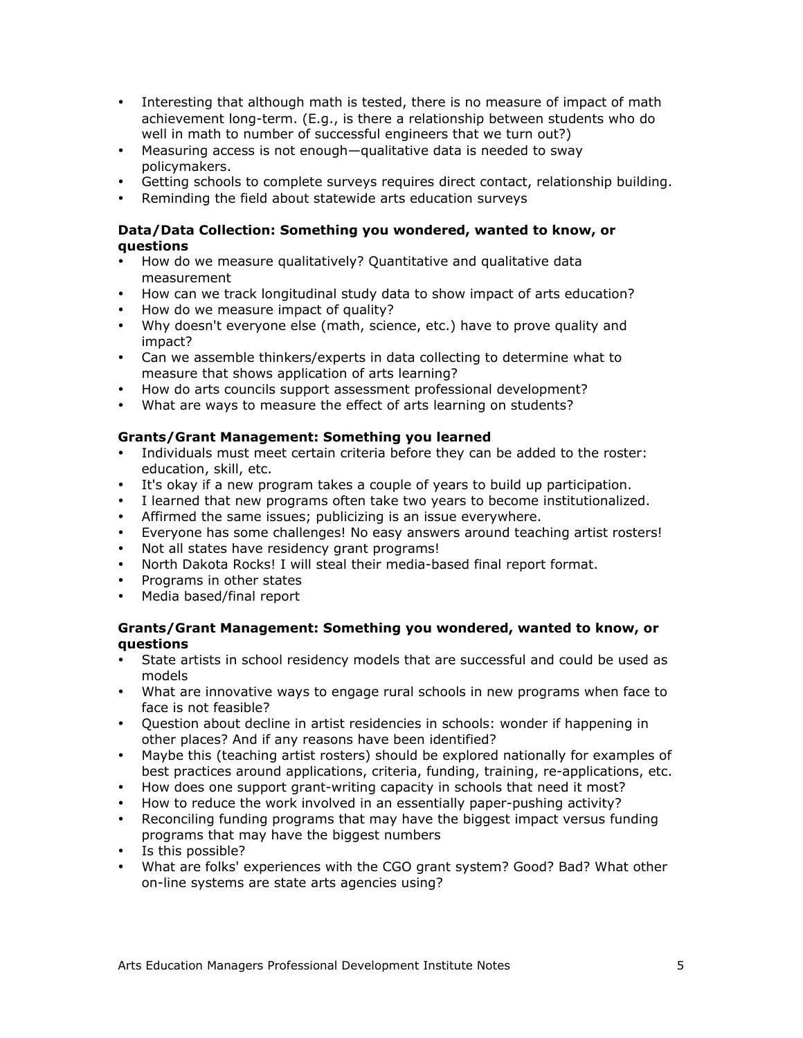- Interesting that although math is tested, there is no measure of impact of math achievement long-term. (E.g., is there a relationship between students who do well in math to number of successful engineers that we turn out?)
- Measuring access is not enough—qualitative data is needed to sway policymakers.
- Getting schools to complete surveys requires direct contact, relationship building.
- Reminding the field about statewide arts education surveys

**Data/Data Collection: Something you wondered, wanted to know, or questions**

- How do we measure qualitatively? Quantitative and qualitative data measurement
- How can we track longitudinal study data to show impact of arts education?
- How do we measure impact of quality?
- Why doesn't everyone else (math, science, etc.) have to prove quality and impact?
- Can we assemble thinkers/experts in data collecting to determine what to measure that shows application of arts learning?
- How do arts councils support assessment professional development?
- What are ways to measure the effect of arts learning on students?

**Grants/Grant Management: Something you learned**

- Individuals must meet certain criteria before they can be added to the roster: education, skill, etc.
- It's okay if a new program takes a couple of years to build up participation.
- I learned that new programs often take two years to become institutionalized.
- Affirmed the same issues; publicizing is an issue everywhere.
- Everyone has some challenges! No easy answers around teaching artist rosters!
- Not all states have residency grant programs!
- North Dakota Rocks! I will steal their media-based final report format.
- Programs in other states
- Media based/final report

**Grants/Grant Management: Something you wondered, wanted to know, or questions**

- State artists in school residency models that are successful and could be used as models
- What are innovative ways to engage rural schools in new programs when face to face is not feasible?
- Question about decline in artist residencies in schools: wonder if happening in other places? And if any reasons have been identified?
- Maybe this (teaching artist rosters) should be explored nationally for examples of best practices around applications, criteria, funding, training, re-applications, etc.
- How does one support grant-writing capacity in schools that need it most?
- How to reduce the work involved in an essentially paper-pushing activity?
- Reconciling funding programs that may have the biggest impact versus funding programs that may have the biggest numbers
- Is this possible?
- What are folks' experiences with the CGO grant system? Good? Bad? What other on-line systems are state arts agencies using?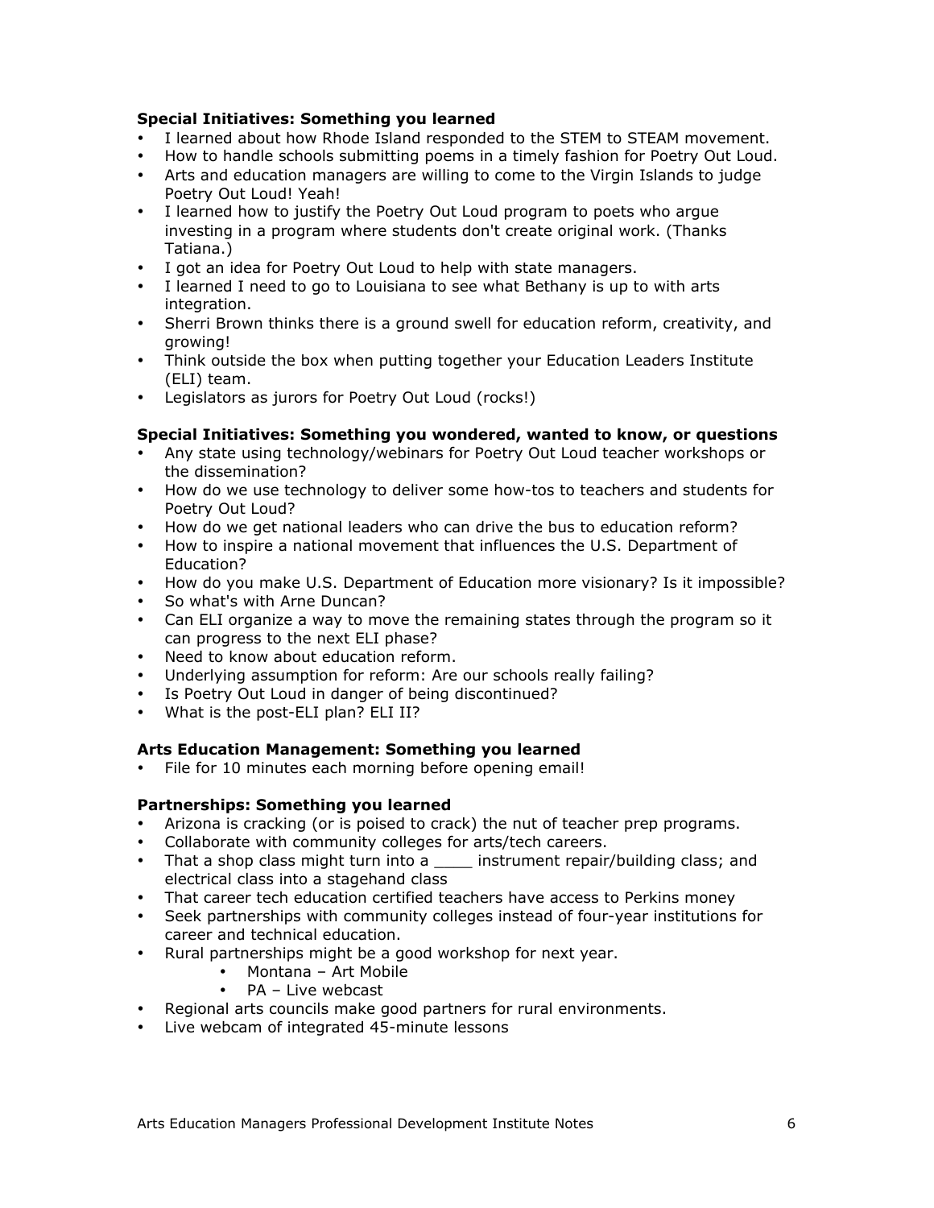**Special Initiatives: Something you learned**

- I learned about how Rhode Island responded to the STEM to STEAM movement.
- How to handle schools submitting poems in a timely fashion for Poetry Out Loud.
- Arts and education managers are willing to come to the Virgin Islands to judge Poetry Out Loud! Yeah!
- I learned how to justify the Poetry Out Loud program to poets who argue investing in a program where students don't create original work. (Thanks Tatiana.)
- I got an idea for Poetry Out Loud to help with state managers.
- I learned I need to go to Louisiana to see what Bethany is up to with arts integration.
- Sherri Brown thinks there is a ground swell for education reform, creativity, and growing!
- Think outside the box when putting together your Education Leaders Institute (ELI) team.
- Legislators as jurors for Poetry Out Loud (rocks!)

**Special Initiatives: Something you wondered, wanted to know, or questions**

- Any state using technology/webinars for Poetry Out Loud teacher workshops or the dissemination?
- How do we use technology to deliver some how-tos to teachers and students for Poetry Out Loud?
- How do we get national leaders who can drive the bus to education reform?
- How to inspire a national movement that influences the U.S. Department of Education?
- How do you make U.S. Department of Education more visionary? Is it impossible?
- So what's with Arne Duncan?
- Can ELI organize a way to move the remaining states through the program so it can progress to the next ELI phase?
- Need to know about education reform.
- Underlying assumption for reform: Are our schools really failing?
- Is Poetry Out Loud in danger of being discontinued?
- What is the post-ELI plan? ELI II?

**Arts Education Management: Something you learned**

- File for 10 minutes each morning before opening email!

**Partnerships: Something you learned**

- Arizona is cracking (or is poised to crack) the nut of teacher prep programs.
- Collaborate with community colleges for arts/tech careers.
- That a shop class might turn into a ____ instrument repair/building class; and electrical class into a stagehand class
- That career tech education certified teachers have access to Perkins money
- Seek partnerships with community colleges instead of four-year institutions for career and technical education.
- Rural partnerships might be a good workshop for next year.
  - Montana – Art Mobile
  - PA – Live webcast
- Regional arts councils make good partners for rural environments.
- Live webcam of integrated 45-minute lessons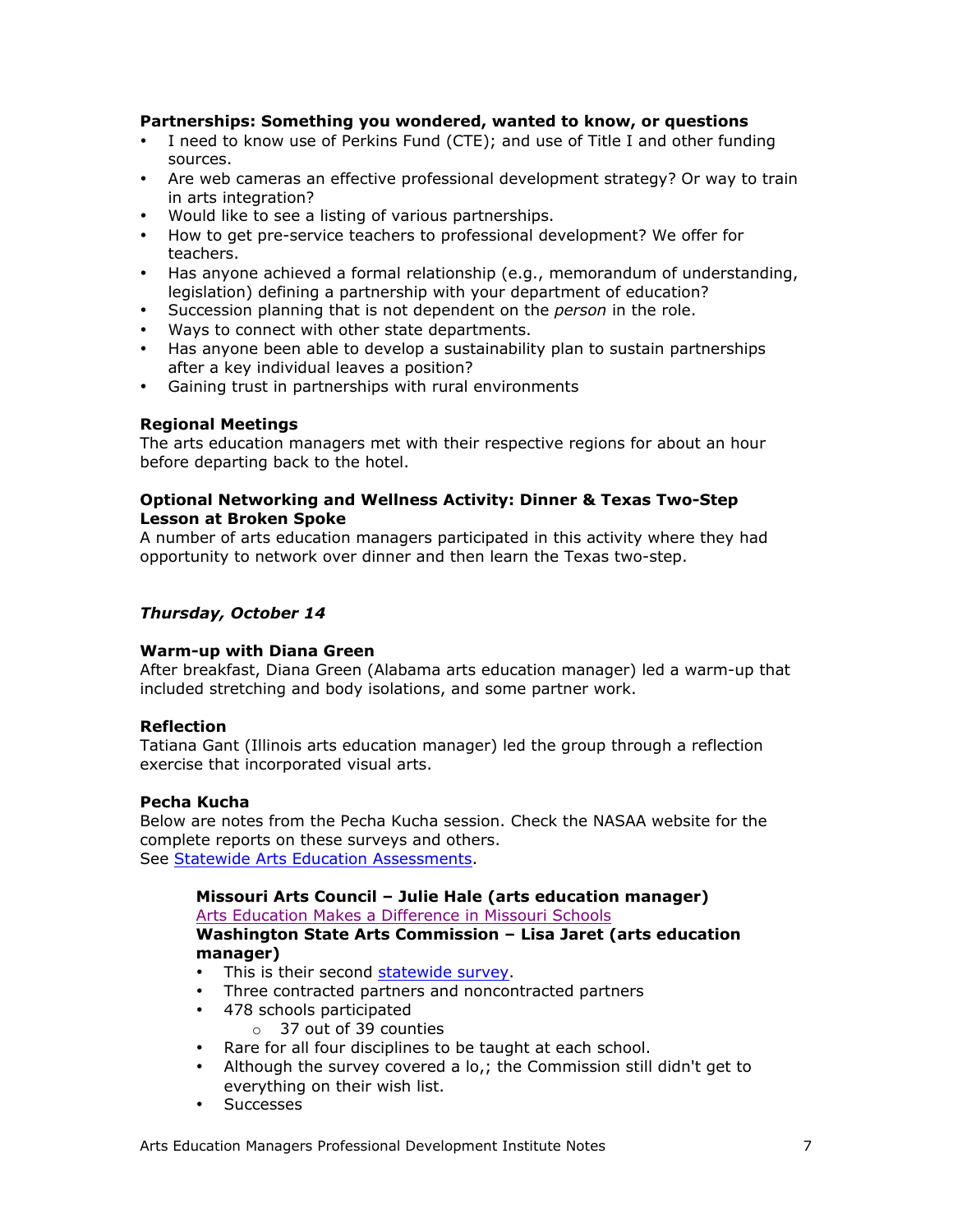**Partnerships: Something you wondered, wanted to know, or questions**

- I need to know use of Perkins Fund (CTE); and use of Title I and other funding sources.
- Are web cameras an effective professional development strategy? Or way to train in arts integration?
- Would like to see a listing of various partnerships.
- How to get pre-service teachers to professional development? We offer for teachers.
- Has anyone achieved a formal relationship (e.g., memorandum of understanding, legislation) defining a partnership with your department of education?
- Succession planning that is not dependent on the *person* in the role.
- Ways to connect with other state departments.
- Has anyone been able to develop a sustainability plan to sustain partnerships after a key individual leaves a position?
- Gaining trust in partnerships with rural environments

**Regional Meetings**

The arts education managers met with their respective regions for about an hour before departing back to the hotel.

**Optional Networking and Wellness Activity: Dinner & Texas Two-Step Lesson at Broken Spoke**

A number of arts education managers participated in this activity where they had opportunity to network over dinner and then learn the Texas two-step.

***Thursday, October 14***

**Warm-up with Diana Green**

After breakfast, Diana Green (Alabama arts education manager) led a warm-up that included stretching and body isolations, and some partner work.

**Reflection**

Tatiana Gant (Illinois arts education manager) led the group through a reflection exercise that incorporated visual arts.

**Pecha Kucha**

Below are notes from the Pecha Kucha session. Check the NASAA website for the complete reports on these surveys and others.
See Statewide Arts Education Assessments.

**Missouri Arts Council – Julie Hale (arts education manager)**
Arts Education Makes a Difference in Missouri Schools
**Washington State Arts Commission – Lisa Jaret (arts education manager)**

- This is their second statewide survey.
- Three contracted partners and noncontracted partners
- 478 schools participated
  - 37 out of 39 counties
- Rare for all four disciplines to be taught at each school.
- Although the survey covered a lo,; the Commission still didn't get to everything on their wish list.
- Successes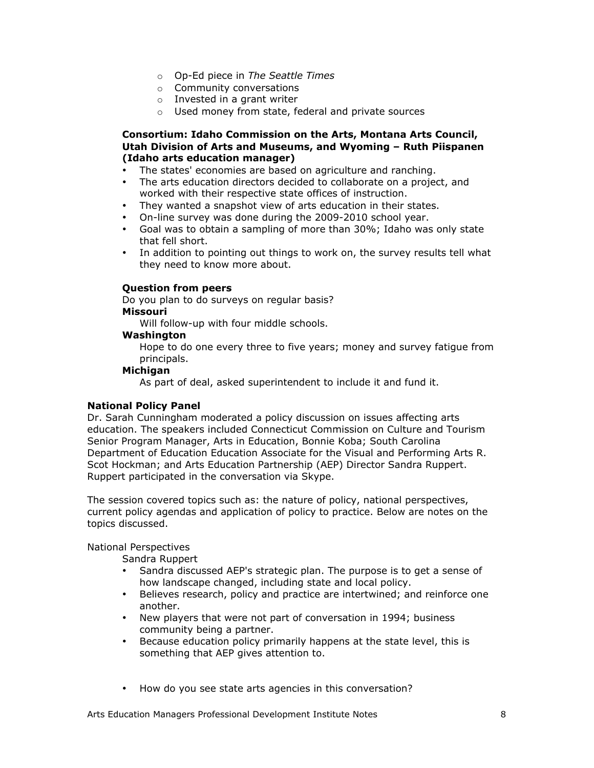- Op-Ed piece in *The Seattle Times*
- Community conversations
- Invested in a grant writer
- Used money from state, federal and private sources

**Consortium: Idaho Commission on the Arts, Montana Arts Council, Utah Division of Arts and Museums, and Wyoming – Ruth Piispanen (Idaho arts education manager)**

- The states' economies are based on agriculture and ranching.
- The arts education directors decided to collaborate on a project, and worked with their respective state offices of instruction.
- They wanted a snapshot view of arts education in their states.
- On-line survey was done during the 2009-2010 school year.
- Goal was to obtain a sampling of more than 30%; Idaho was only state that fell short.
- In addition to pointing out things to work on, the survey results tell what they need to know more about.

**Question from peers**

Do you plan to do surveys on regular basis?

**Missouri**

Will follow-up with four middle schools.

**Washington**

Hope to do one every three to five years; money and survey fatigue from principals.

**Michigan**

As part of deal, asked superintendent to include it and fund it.

**National Policy Panel**

Dr. Sarah Cunningham moderated a policy discussion on issues affecting arts education. The speakers included Connecticut Commission on Culture and Tourism Senior Program Manager, Arts in Education, Bonnie Koba; South Carolina Department of Education Education Associate for the Visual and Performing Arts R. Scot Hockman; and Arts Education Partnership (AEP) Director Sandra Ruppert. Ruppert participated in the conversation via Skype.

The session covered topics such as: the nature of policy, national perspectives, current policy agendas and application of policy to practice. Below are notes on the topics discussed.

National Perspectives

Sandra Ruppert

- Sandra discussed AEP's strategic plan. The purpose is to get a sense of how landscape changed, including state and local policy.
- Believes research, policy and practice are intertwined; and reinforce one another.
- New players that were not part of conversation in 1994; business community being a partner.
- Because education policy primarily happens at the state level, this is something that AEP gives attention to.

- How do you see state arts agencies in this conversation?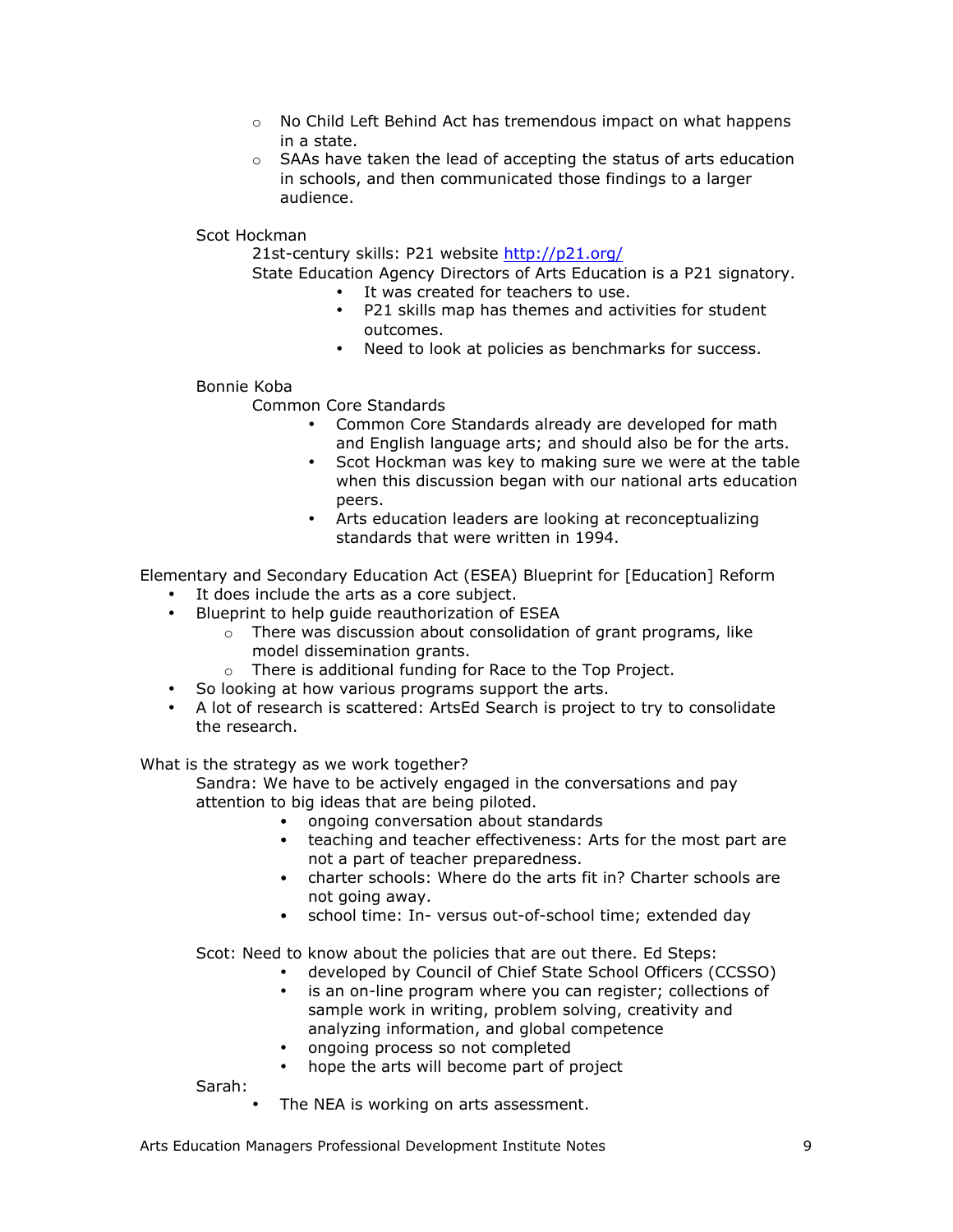- No Child Left Behind Act has tremendous impact on what happens in a state.
- SAAs have taken the lead of accepting the status of arts education in schools, and then communicated those findings to a larger audience.

Scot Hockman

21st-century skills: P21 website http://p21.org/

State Education Agency Directors of Arts Education is a P21 signatory.

- It was created for teachers to use.
- P21 skills map has themes and activities for student outcomes.
- Need to look at policies as benchmarks for success.

Bonnie Koba

Common Core Standards

- Common Core Standards already are developed for math and English language arts; and should also be for the arts.
- Scot Hockman was key to making sure we were at the table when this discussion began with our national arts education peers.
- Arts education leaders are looking at reconceptualizing standards that were written in 1994.

Elementary and Secondary Education Act (ESEA) Blueprint for [Education] Reform

- It does include the arts as a core subject.
- Blueprint to help guide reauthorization of ESEA
  - There was discussion about consolidation of grant programs, like model dissemination grants.
  - There is additional funding for Race to the Top Project.
- So looking at how various programs support the arts.
- A lot of research is scattered: ArtsEd Search is project to try to consolidate the research.

What is the strategy as we work together?

Sandra: We have to be actively engaged in the conversations and pay attention to big ideas that are being piloted.

- ongoing conversation about standards
- teaching and teacher effectiveness: Arts for the most part are not a part of teacher preparedness.
- charter schools: Where do the arts fit in? Charter schools are not going away.
- school time: In- versus out-of-school time; extended day

Scot: Need to know about the policies that are out there. Ed Steps:

- developed by Council of Chief State School Officers (CCSSO)
- is an on-line program where you can register; collections of sample work in writing, problem solving, creativity and analyzing information, and global competence
- ongoing process so not completed
- hope the arts will become part of project

Sarah:

- The NEA is working on arts assessment.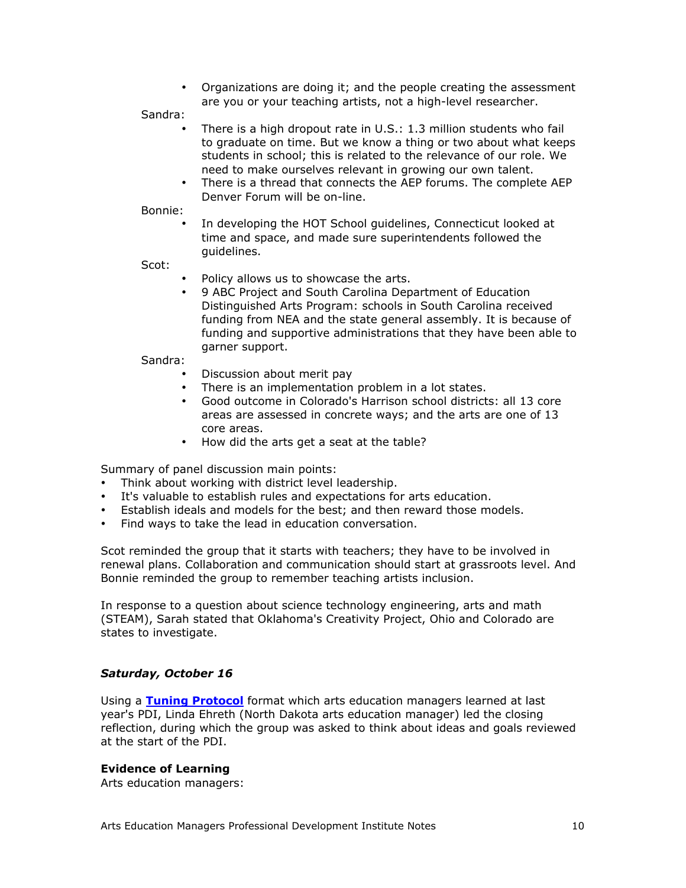- Organizations are doing it; and the people creating the assessment are you or your teaching artists, not a high-level researcher.

Sandra:

- There is a high dropout rate in U.S.: 1.3 million students who fail to graduate on time. But we know a thing or two about what keeps students in school; this is related to the relevance of our role. We need to make ourselves relevant in growing our own talent.
- There is a thread that connects the AEP forums. The complete AEP Denver Forum will be on-line.

Bonnie:

- In developing the HOT School guidelines, Connecticut looked at time and space, and made sure superintendents followed the guidelines.

Scot:

- Policy allows us to showcase the arts.
- 9 ABC Project and South Carolina Department of Education Distinguished Arts Program: schools in South Carolina received funding from NEA and the state general assembly. It is because of funding and supportive administrations that they have been able to garner support.

Sandra:

- Discussion about merit pay
- There is an implementation problem in a lot states.
- Good outcome in Colorado's Harrison school districts: all 13 core areas are assessed in concrete ways; and the arts are one of 13 core areas.
- How did the arts get a seat at the table?

Summary of panel discussion main points:

- Think about working with district level leadership.
- It's valuable to establish rules and expectations for arts education.
- Establish ideals and models for the best; and then reward those models.
- Find ways to take the lead in education conversation.

Scot reminded the group that it starts with teachers; they have to be involved in renewal plans. Collaboration and communication should start at grassroots level. And Bonnie reminded the group to remember teaching artists inclusion.

In response to a question about science technology engineering, arts and math (STEAM), Sarah stated that Oklahoma's Creativity Project, Ohio and Colorado are states to investigate.

### *Saturday, October 16*

Using a **Tuning Protocol** format which arts education managers learned at last year's PDI, Linda Ehreth (North Dakota arts education manager) led the closing reflection, during which the group was asked to think about ideas and goals reviewed at the start of the PDI.

**Evidence of Learning**

Arts education managers: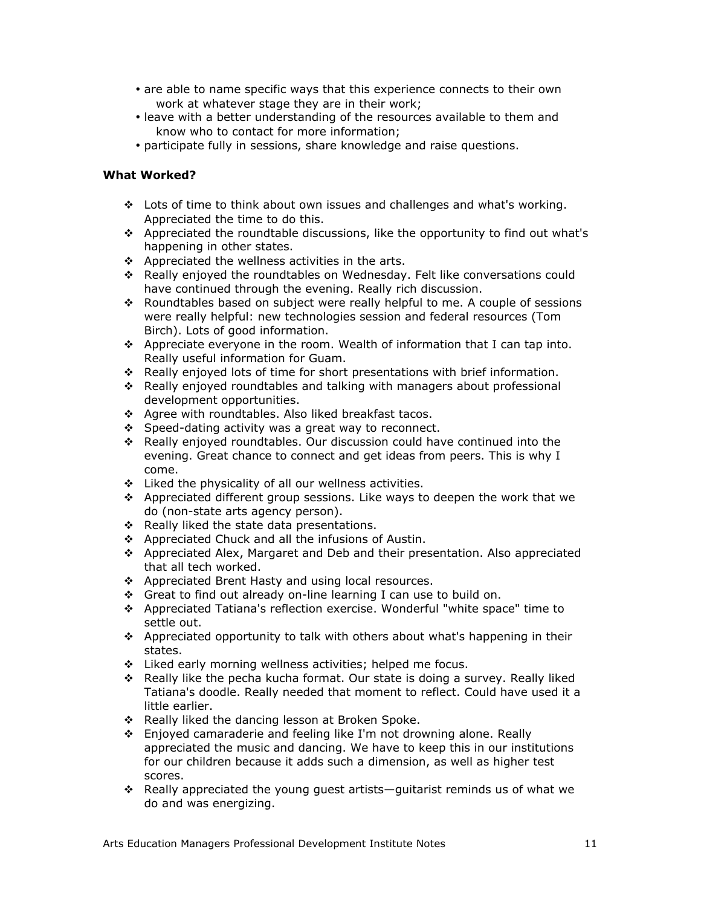- are able to name specific ways that this experience connects to their own work at whatever stage they are in their work;
- leave with a better understanding of the resources available to them and know who to contact for more information;
- participate fully in sessions, share knowledge and raise questions.

**What Worked?**

- Lots of time to think about own issues and challenges and what's working. Appreciated the time to do this.
- Appreciated the roundtable discussions, like the opportunity to find out what's happening in other states.
- Appreciated the wellness activities in the arts.
- Really enjoyed the roundtables on Wednesday. Felt like conversations could have continued through the evening. Really rich discussion.
- Roundtables based on subject were really helpful to me. A couple of sessions were really helpful: new technologies session and federal resources (Tom Birch). Lots of good information.
- Appreciate everyone in the room. Wealth of information that I can tap into. Really useful information for Guam.
- Really enjoyed lots of time for short presentations with brief information.
- Really enjoyed roundtables and talking with managers about professional development opportunities.
- Agree with roundtables. Also liked breakfast tacos.
- Speed-dating activity was a great way to reconnect.
- Really enjoyed roundtables. Our discussion could have continued into the evening. Great chance to connect and get ideas from peers. This is why I come.
- Liked the physicality of all our wellness activities.
- Appreciated different group sessions. Like ways to deepen the work that we do (non-state arts agency person).
- Really liked the state data presentations.
- Appreciated Chuck and all the infusions of Austin.
- Appreciated Alex, Margaret and Deb and their presentation. Also appreciated that all tech worked.
- Appreciated Brent Hasty and using local resources.
- Great to find out already on-line learning I can use to build on.
- Appreciated Tatiana's reflection exercise. Wonderful "white space" time to settle out.
- Appreciated opportunity to talk with others about what's happening in their states.
- Liked early morning wellness activities; helped me focus.
- Really like the pecha kucha format. Our state is doing a survey. Really liked Tatiana's doodle. Really needed that moment to reflect. Could have used it a little earlier.
- Really liked the dancing lesson at Broken Spoke.
- Enjoyed camaraderie and feeling like I'm not drowning alone. Really appreciated the music and dancing. We have to keep this in our institutions for our children because it adds such a dimension, as well as higher test scores.
- Really appreciated the young guest artists—guitarist reminds us of what we do and was energizing.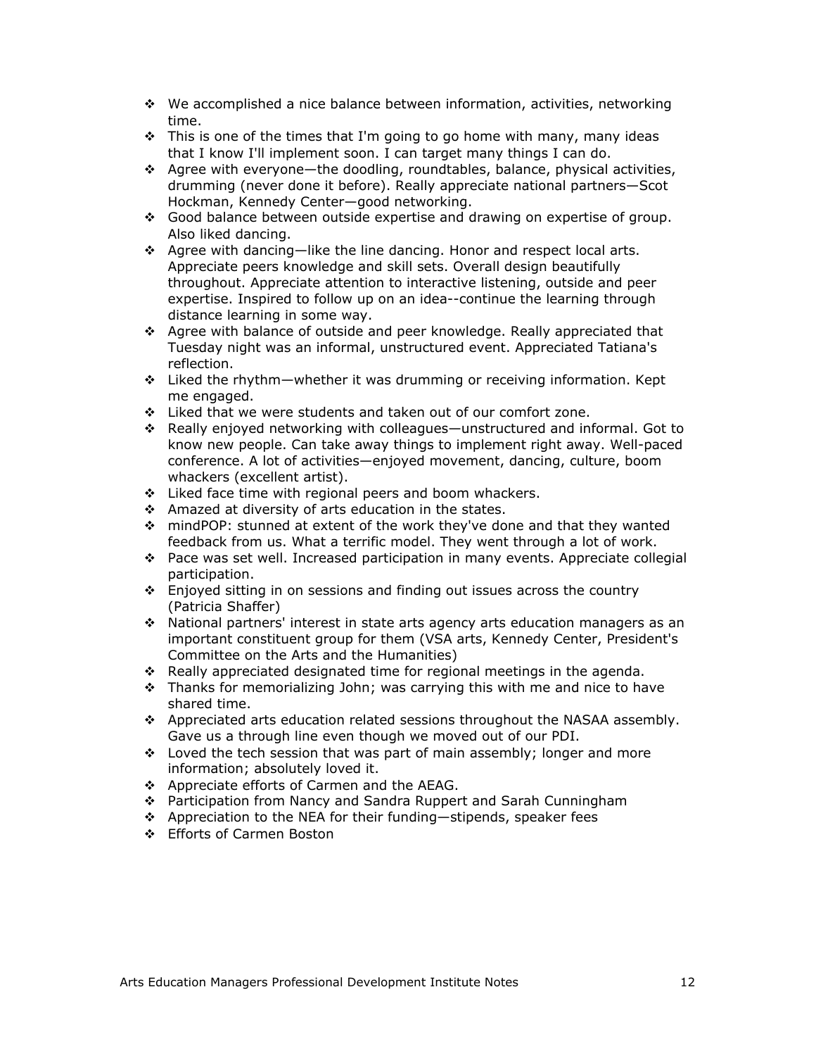- We accomplished a nice balance between information, activities, networking time.
- This is one of the times that I'm going to go home with many, many ideas that I know I'll implement soon. I can target many things I can do.
- Agree with everyone—the doodling, roundtables, balance, physical activities, drumming (never done it before). Really appreciate national partners—Scot Hockman, Kennedy Center—good networking.
- Good balance between outside expertise and drawing on expertise of group. Also liked dancing.
- Agree with dancing—like the line dancing. Honor and respect local arts. Appreciate peers knowledge and skill sets. Overall design beautifully throughout. Appreciate attention to interactive listening, outside and peer expertise. Inspired to follow up on an idea--continue the learning through distance learning in some way.
- Agree with balance of outside and peer knowledge. Really appreciated that Tuesday night was an informal, unstructured event. Appreciated Tatiana's reflection.
- Liked the rhythm—whether it was drumming or receiving information. Kept me engaged.
- Liked that we were students and taken out of our comfort zone.
- Really enjoyed networking with colleagues—unstructured and informal. Got to know new people. Can take away things to implement right away. Well-paced conference. A lot of activities—enjoyed movement, dancing, culture, boom whackers (excellent artist).
- Liked face time with regional peers and boom whackers.
- Amazed at diversity of arts education in the states.
- mindPOP: stunned at extent of the work they've done and that they wanted feedback from us. What a terrific model. They went through a lot of work.
- Pace was set well. Increased participation in many events. Appreciate collegial participation.
- Enjoyed sitting in on sessions and finding out issues across the country (Patricia Shaffer)
- National partners' interest in state arts agency arts education managers as an important constituent group for them (VSA arts, Kennedy Center, President's Committee on the Arts and the Humanities)
- Really appreciated designated time for regional meetings in the agenda.
- Thanks for memorializing John; was carrying this with me and nice to have shared time.
- Appreciated arts education related sessions throughout the NASAA assembly. Gave us a through line even though we moved out of our PDI.
- Loved the tech session that was part of main assembly; longer and more information; absolutely loved it.
- Appreciate efforts of Carmen and the AEAG.
- Participation from Nancy and Sandra Ruppert and Sarah Cunningham
- Appreciation to the NEA for their funding—stipends, speaker fees
- Efforts of Carmen Boston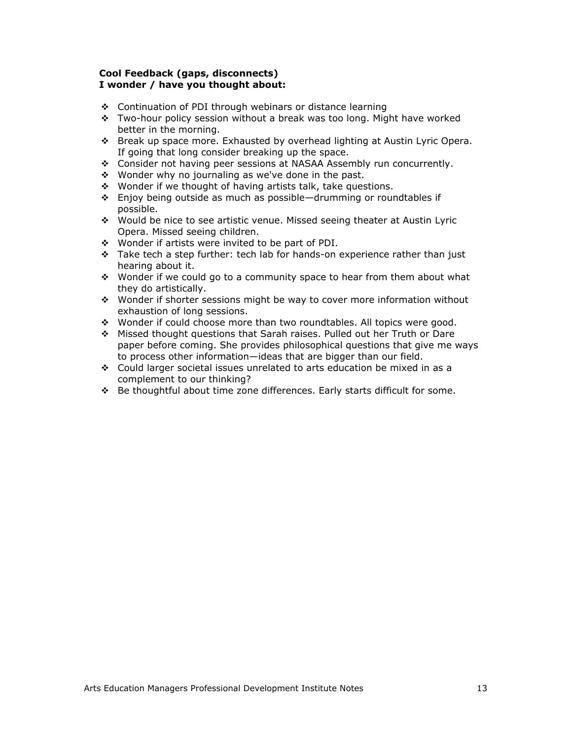**Cool Feedback (gaps, disconnects)**
**I wonder / have you thought about:**

- Continuation of PDI through webinars or distance learning
- Two-hour policy session without a break was too long. Might have worked better in the morning.
- Break up space more. Exhausted by overhead lighting at Austin Lyric Opera. If going that long consider breaking up the space.
- Consider not having peer sessions at NASAA Assembly run concurrently.
- Wonder why no journaling as we've done in the past.
- Wonder if we thought of having artists talk, take questions.
- Enjoy being outside as much as possible—drumming or roundtables if possible.
- Would be nice to see artistic venue. Missed seeing theater at Austin Lyric Opera. Missed seeing children.
- Wonder if artists were invited to be part of PDI.
- Take tech a step further: tech lab for hands-on experience rather than just hearing about it.
- Wonder if we could go to a community space to hear from them about what they do artistically.
- Wonder if shorter sessions might be way to cover more information without exhaustion of long sessions.
- Wonder if could choose more than two roundtables. All topics were good.
- Missed thought questions that Sarah raises. Pulled out her Truth or Dare paper before coming. She provides philosophical questions that give me ways to process other information—ideas that are bigger than our field.
- Could larger societal issues unrelated to arts education be mixed in as a complement to our thinking?
- Be thoughtful about time zone differences. Early starts difficult for some.